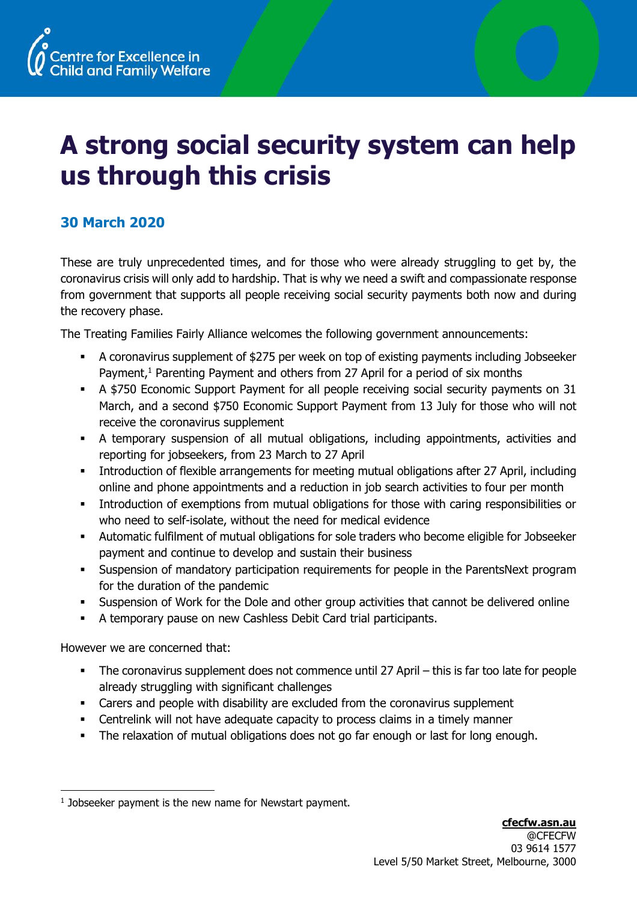Centre for Excellence in Child and Family Welfare

# A strong social security system can help us through this crisis

**30 March 2020**

These are truly unprecedented times, and for those who were already struggling to get by, the coronavirus crisis will only add to hardship. That is why we need a swift and compassionate response from government that supports all people receiving social security payments both now and during the recovery phase.

The Treating Families Fairly Alliance welcomes the following government announcements:

- A coronavirus supplement of $275 per week on top of existing payments including Jobseeker Payment,[1] Parenting Payment and others from 27 April for a period of six months
- A $750 Economic Support Payment for all people receiving social security payments on 31 March, and a second $750 Economic Support Payment from 13 July for those who will not receive the coronavirus supplement
- A temporary suspension of all mutual obligations, including appointments, activities and reporting for jobseekers, from 23 March to 27 April
- Introduction of flexible arrangements for meeting mutual obligations after 27 April, including online and phone appointments and a reduction in job search activities to four per month
- Introduction of exemptions from mutual obligations for those with caring responsibilities or who need to self-isolate, without the need for medical evidence
- Automatic fulfilment of mutual obligations for sole traders who become eligible for Jobseeker payment and continue to develop and sustain their business
- Suspension of mandatory participation requirements for people in the ParentsNext program for the duration of the pandemic
- Suspension of Work for the Dole and other group activities that cannot be delivered online
- A temporary pause on new Cashless Debit Card trial participants.

However we are concerned that:

- The coronavirus supplement does not commence until 27 April – this is far too late for people already struggling with significant challenges
- Carers and people with disability are excluded from the coronavirus supplement
- Centrelink will not have adequate capacity to process claims in a timely manner
- The relaxation of mutual obligations does not go far enough or last for long enough.

[1] Jobseeker payment is the new name for Newstart payment.

**cfecfw.asn.au**
@CFECFW
03 9614 1577
Level 5/50 Market Street, Melbourne, 3000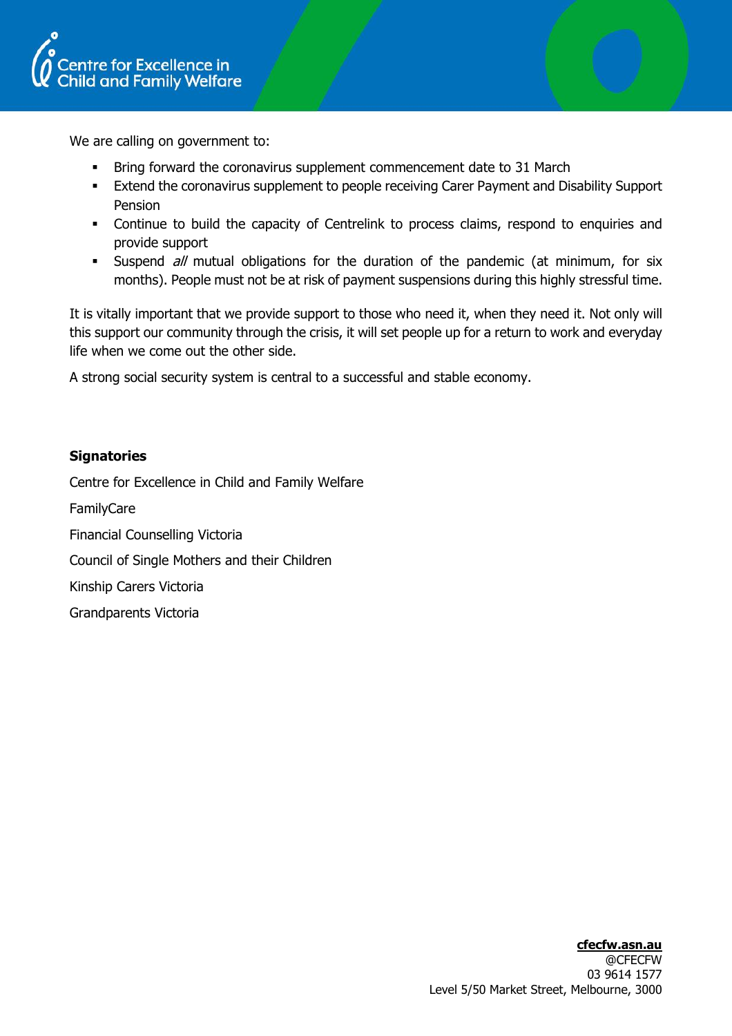We are calling on government to:

- Bring forward the coronavirus supplement commencement date to 31 March
- Extend the coronavirus supplement to people receiving Carer Payment and Disability Support Pension
- Continue to build the capacity of Centrelink to process claims, respond to enquiries and provide support
- Suspend *all* mutual obligations for the duration of the pandemic (at minimum, for six months). People must not be at risk of payment suspensions during this highly stressful time.

It is vitally important that we provide support to those who need it, when they need it. Not only will this support our community through the crisis, it will set people up for a return to work and everyday life when we come out the other side.

A strong social security system is central to a successful and stable economy.

**Signatories**

Centre for Excellence in Child and Family Welfare

FamilyCare

Financial Counselling Victoria

Council of Single Mothers and their Children

Kinship Carers Victoria

Grandparents Victoria

**cfecfw.asn.au**
@CFECFW
03 9614 1577
Level 5/50 Market Street, Melbourne, 3000